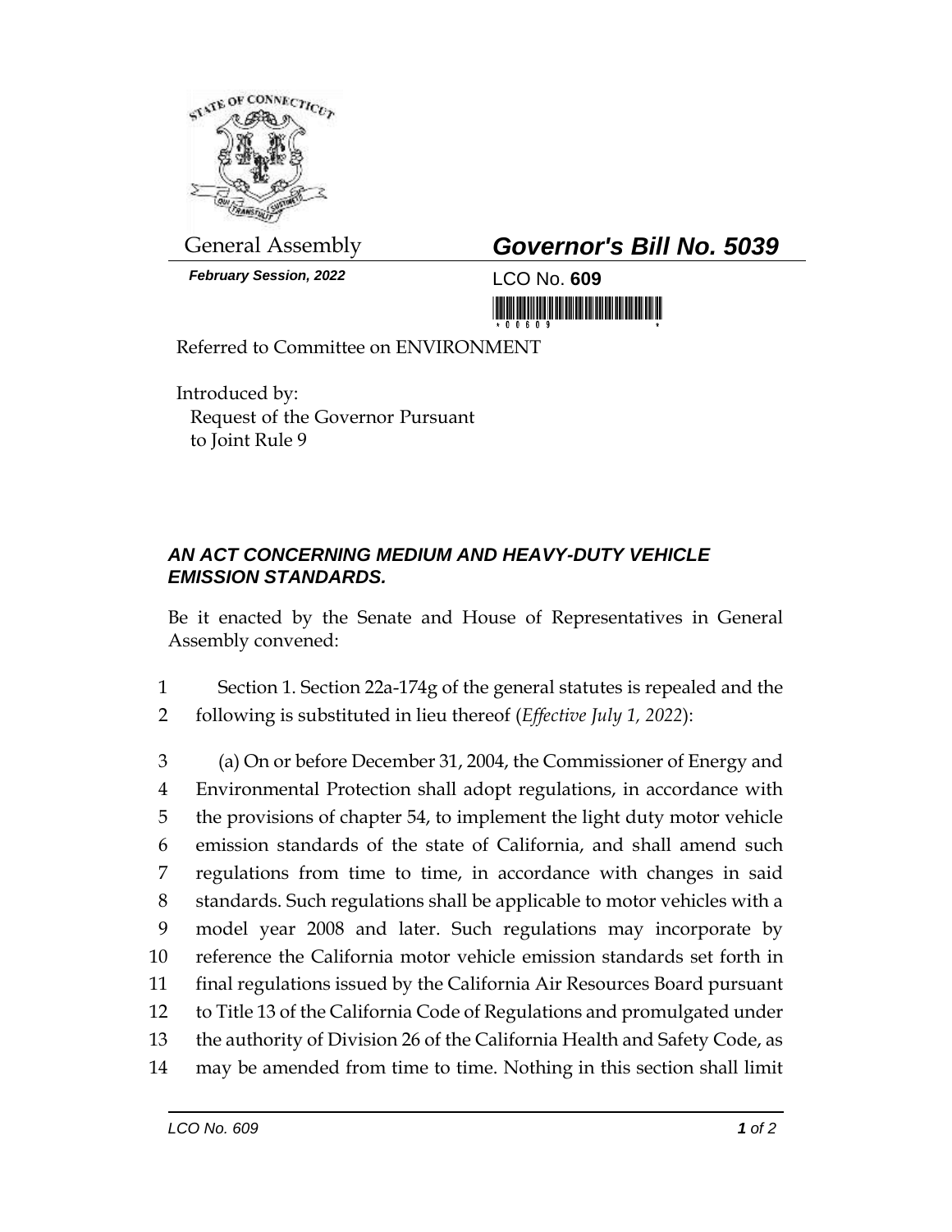General Assembly

**Governor's Bill No. 5039**

*February Session, 2022*

LCO No. **609**

Referred to Committee on ENVIRONMENT

Introduced by:
Request of the Governor Pursuant to Joint Rule 9

## *AN ACT CONCERNING MEDIUM AND HEAVY-DUTY VEHICLE EMISSION STANDARDS.*

Be it enacted by the Senate and House of Representatives in General Assembly convened:

1 Section 1. Section 22a-174g of the general statutes is repealed and the
2 following is substituted in lieu thereof (*Effective July 1, 2022*):

3 (a) On or before December 31, 2004, the Commissioner of Energy and
4 Environmental Protection shall adopt regulations, in accordance with
5 the provisions of chapter 54, to implement the light duty motor vehicle
6 emission standards of the state of California, and shall amend such
7 regulations from time to time, in accordance with changes in said
8 standards. Such regulations shall be applicable to motor vehicles with a
9 model year 2008 and later. Such regulations may incorporate by
10 reference the California motor vehicle emission standards set forth in
11 final regulations issued by the California Air Resources Board pursuant
12 to Title 13 of the California Code of Regulations and promulgated under
13 the authority of Division 26 of the California Health and Safety Code, as
14 may be amended from time to time. Nothing in this section shall limit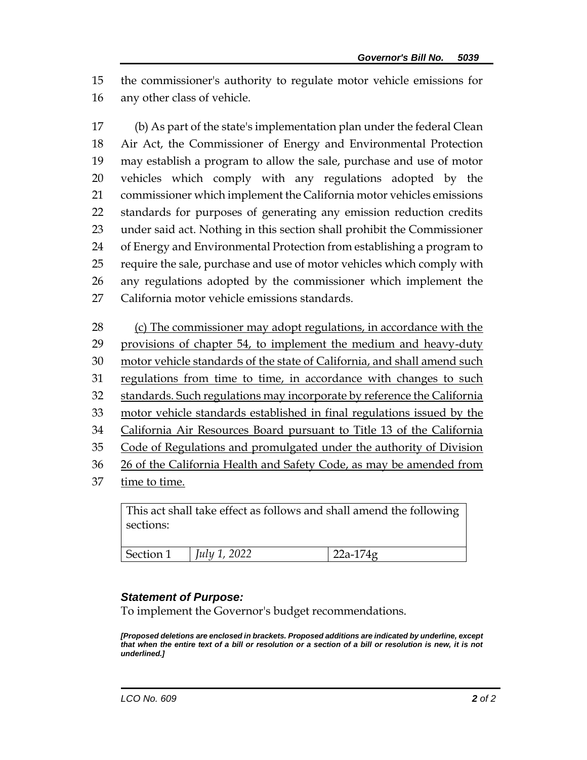15 the commissioner's authority to regulate motor vehicle emissions for
16 any other class of vehicle.

17 (b) As part of the state's implementation plan under the federal Clean
18 Air Act, the Commissioner of Energy and Environmental Protection
19 may establish a program to allow the sale, purchase and use of motor
20 vehicles which comply with any regulations adopted by the
21 commissioner which implement the California motor vehicles emissions
22 standards for purposes of generating any emission reduction credits
23 under said act. Nothing in this section shall prohibit the Commissioner
24 of Energy and Environmental Protection from establishing a program to
25 require the sale, purchase and use of motor vehicles which comply with
26 any regulations adopted by the commissioner which implement the
27 California motor vehicle emissions standards.

28 <u>(c) The commissioner may adopt regulations, in accordance with the</u>
29 <u>provisions of chapter 54, to implement the medium and heavy-duty</u>
30 <u>motor vehicle standards of the state of California, and shall amend such</u>
31 <u>regulations from time to time, in accordance with changes to such</u>
32 <u>standards. Such regulations may incorporate by reference the California</u>
33 <u>motor vehicle standards established in final regulations issued by the</u>
34 <u>California Air Resources Board pursuant to Title 13 of the California</u>
35 <u>Code of Regulations and promulgated under the authority of Division</u>
36 <u>26 of the California Health and Safety Code, as may be amended from</u>
37 <u>time to time.</u>

| This act shall take effect as follows and shall amend the following sections: | | |
|---|---|---|
| Section 1 | *July 1, 2022* | 22a-174g |

### *Statement of Purpose:*

To implement the Governor's budget recommendations.

***[Proposed deletions are enclosed in brackets. Proposed additions are indicated by underline, except that when the entire text of a bill or resolution or a section of a bill or resolution is new, it is not underlined.]***